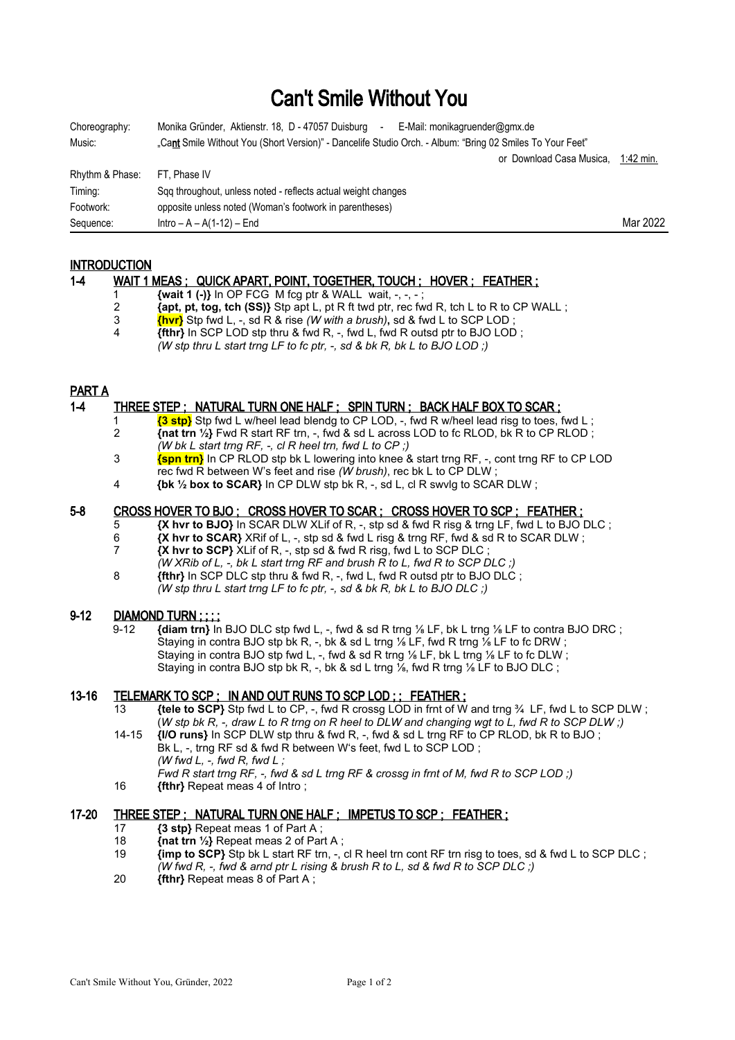# Can't Smile Without You

| | |
|---|---|
| Choreography: | Monika Gründer, Aktienstr. 18, D - 47057 Duisburg - E-Mail: monikagruender@gmx.de |
| Music: | „Ca**nt** Smile Without You (Short Version)" - Dancelife Studio Orch. - Album: "Bring 02 Smiles To Your Feet" or Download Casa Musica, 1:42 min. |
| Rhythm & Phase: | FT, Phase IV |
| Timing: | Sqq throughout, unless noted - reflects actual weight changes |
| Footwork: | opposite unless noted (Woman's footwork in parentheses) |
| Sequence: | Intro – A – A(1-12) – End — Mar 2022 |

## INTRODUCTION

### 1-4 WAIT 1 MEAS ; QUICK APART, POINT, TOGETHER, TOUCH ; HOVER ; FEATHER ;

1. **{wait 1 (-)}** In OP FCG M fcg ptr & WALL wait, -, -, - ;
2. **{apt, pt, tog, tch (SS)}** Stp apt L, pt R ft twd ptr, rec fwd R, tch L to R to CP WALL ;
3. **{hvr}** Stp fwd L, -, sd R & rise *(W with a brush)*, sd & fwd L to SCP LOD ;
4. **{fthr}** In SCP LOD stp thru & fwd R, -, fwd L, fwd R outsd ptr to BJO LOD ;
   *(W stp thru L start trng LF to fc ptr, -, sd & bk R, bk L to BJO LOD ;)*

## PART A

### 1-4 THREE STEP ; NATURAL TURN ONE HALF ; SPIN TURN ; BACK HALF BOX TO SCAR ;

1. **{3 stp}** Stp fwd L w/heel lead blendg to CP LOD, -, fwd R w/heel lead risg to toes, fwd L ;
2. **{nat trn ½}** Fwd R start RF trn, -, fwd & sd L across LOD to fc RLOD, bk R to CP RLOD ;
   *(W bk L start trng RF, -, cl R heel trn, fwd L to CP ;)*
3. **{spn trn}** In CP RLOD stp bk L lowering into knee & start trng RF, -, cont trng RF to CP LOD rec fwd R between W's feet and rise *(W brush)*, rec bk L to CP DLW ;
4. **{bk ½ box to SCAR}** In CP DLW stp bk R, -, sd L, cl R swvlg to SCAR DLW ;

### 5-8 CROSS HOVER TO BJO ; CROSS HOVER TO SCAR ; CROSS HOVER TO SCP ; FEATHER ;

5. **{X hvr to BJO}** In SCAR DLW XLif of R, -, stp sd & fwd R risg & trng LF, fwd L to BJO DLC ;
6. **{X hvr to SCAR}** XRif of L, -, stp sd & fwd L risg & trng RF, fwd & sd R to SCAR DLW ;
7. **{X hvr to SCP}** XLif of R, -, stp sd & fwd R risg, fwd L to SCP DLC ;
   *(W XRib of L, -, bk L start trng RF and brush R to L, fwd R to SCP DLC ;)*
8. **{fthr}** In SCP DLC stp thru & fwd R, -, fwd L, fwd R outsd ptr to BJO DLC ;
   *(W stp thru L start trng LF to fc ptr, -, sd & bk R, bk L to BJO DLC ;)*

### 9-12 DIAMOND TURN ; ; ; ;

9-12 **{diam trn}** In BJO DLC stp fwd L, -, fwd & sd R trng ⅛ LF, bk L trng ⅛ LF to contra BJO DRC ;
Staying in contra BJO stp bk R, -, bk & sd L trng ⅛ LF, fwd R trng ⅛ LF to fc DRW ;
Staying in contra BJO stp fwd L, -, fwd & sd R trng ⅛ LF, bk L trng ⅛ LF to fc DLW ;
Staying in contra BJO stp bk R, -, bk & sd L trng ⅛, fwd R trng ⅛ LF to BJO DLC ;

### 13-16 TELEMARK TO SCP ; IN AND OUT RUNS TO SCP LOD ; ; FEATHER ;

13 **{tele to SCP}** Stp fwd L to CP, -, fwd R crossg LOD in frnt of W and trng ¾ LF, fwd L to SCP DLW ;
(*W stp bk R, -, draw L to R trng on R heel to DLW and changing wgt to L, fwd R to SCP DLW ;)*

14-15 **{I/O runs}** In SCP DLW stp thru & fwd R, -, fwd & sd L trng RF to CP RLOD, bk R to BJO ;
Bk L, -, trng RF sd & fwd R between W's feet, fwd L to SCP LOD ;
*(W fwd L, -, fwd R, fwd L ;*
*Fwd R start trng RF, -, fwd & sd L trng RF & crossg in frnt of M, fwd R to SCP LOD ;)*

16 **{fthr}** Repeat meas 4 of Intro ;

### 17-20 THREE STEP ; NATURAL TURN ONE HALF ; IMPETUS TO SCP ; FEATHER ;

17. **{3 stp}** Repeat meas 1 of Part A ;
18. **{nat trn ½}** Repeat meas 2 of Part A ;
19. **{imp to SCP}** Stp bk L start RF trn, -, cl R heel trn cont RF trn risg to toes, sd & fwd L to SCP DLC ;
    *(W fwd R, -, fwd & arnd ptr L rising & brush R to L, sd & fwd R to SCP DLC ;)*
20. **{fthr}** Repeat meas 8 of Part A ;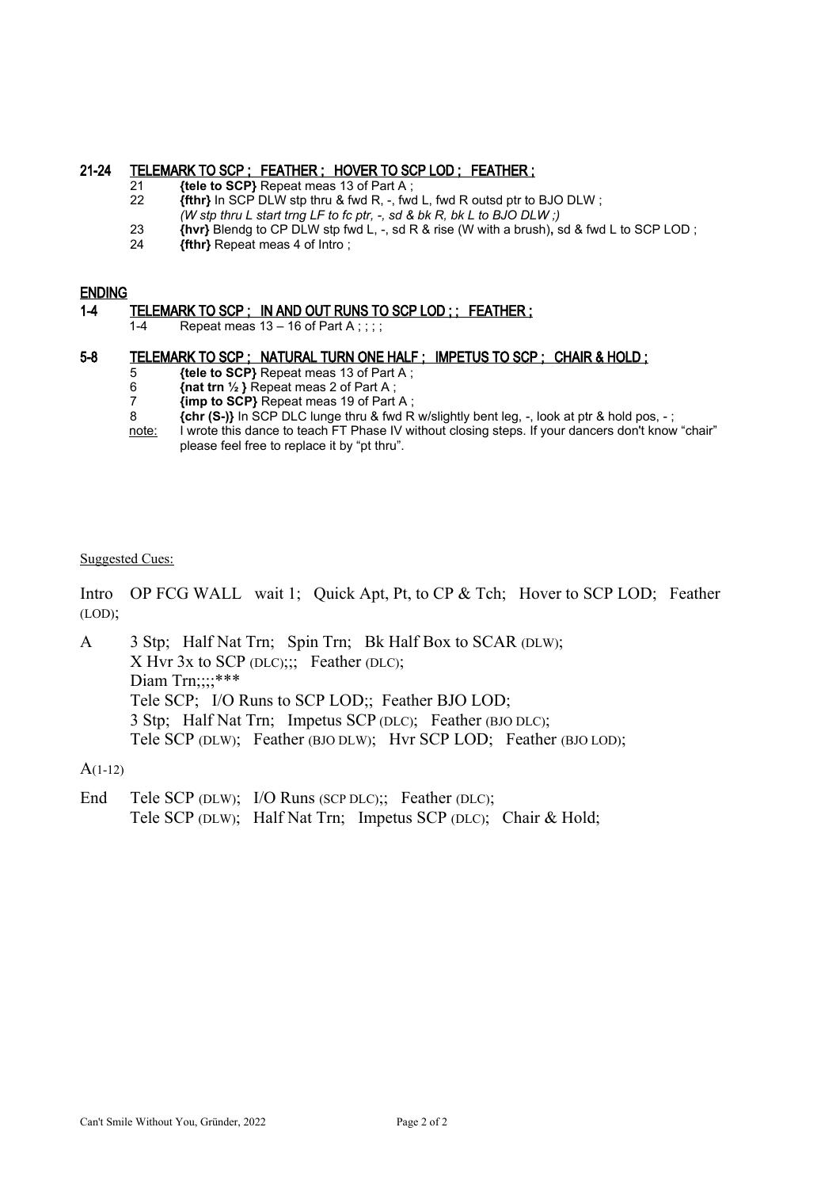## 21-24 TELEMARK TO SCP ; FEATHER ; HOVER TO SCP LOD ; FEATHER ;

21 **{tele to SCP}** Repeat meas 13 of Part A ;
22 **{fthr}** In SCP DLW stp thru & fwd R, -, fwd L, fwd R outsd ptr to BJO DLW ;
*(W stp thru L start trng LF to fc ptr, -, sd & bk R, bk L to BJO DLW ;)*
23 **{hvr}** Blendg to CP DLW stp fwd L, -, sd R & rise (W with a brush)**,** sd & fwd L to SCP LOD ;
24 **{fthr}** Repeat meas 4 of Intro ;

## ENDING

## 1-4 TELEMARK TO SCP ; IN AND OUT RUNS TO SCP LOD ; ; FEATHER ;

1-4 Repeat meas 13 – 16 of Part A ; ; ; ;

## 5-8 TELEMARK TO SCP ; NATURAL TURN ONE HALF ; IMPETUS TO SCP ; CHAIR & HOLD ;

5 **{tele to SCP}** Repeat meas 13 of Part A ;
6 **{nat trn ½ }** Repeat meas 2 of Part A ;
7 **{imp to SCP}** Repeat meas 19 of Part A ;
8 **{chr (S-)}** In SCP DLC lunge thru & fwd R w/slightly bent leg, -, look at ptr & hold pos, - ;
note: I wrote this dance to teach FT Phase IV without closing steps. If your dancers don't know "chair" please feel free to replace it by "pt thru".

Suggested Cues:

Intro OP FCG WALL wait 1; Quick Apt, Pt, to CP & Tch; Hover to SCP LOD; Feather (LOD);

A 3 Stp; Half Nat Trn; Spin Trn; Bk Half Box to SCAR (DLW);
X Hvr 3x to SCP (DLC);;; Feather (DLC);
Diam Trn;;;;***
Tele SCP; I/O Runs to SCP LOD;; Feather BJO LOD;
3 Stp; Half Nat Trn; Impetus SCP (DLC); Feather (BJO DLC);
Tele SCP (DLW); Feather (BJO DLW); Hvr SCP LOD; Feather (BJO LOD);

A(1-12)

End Tele SCP (DLW); I/O Runs (SCP DLC);; Feather (DLC);
Tele SCP (DLW); Half Nat Trn; Impetus SCP (DLC); Chair & Hold;